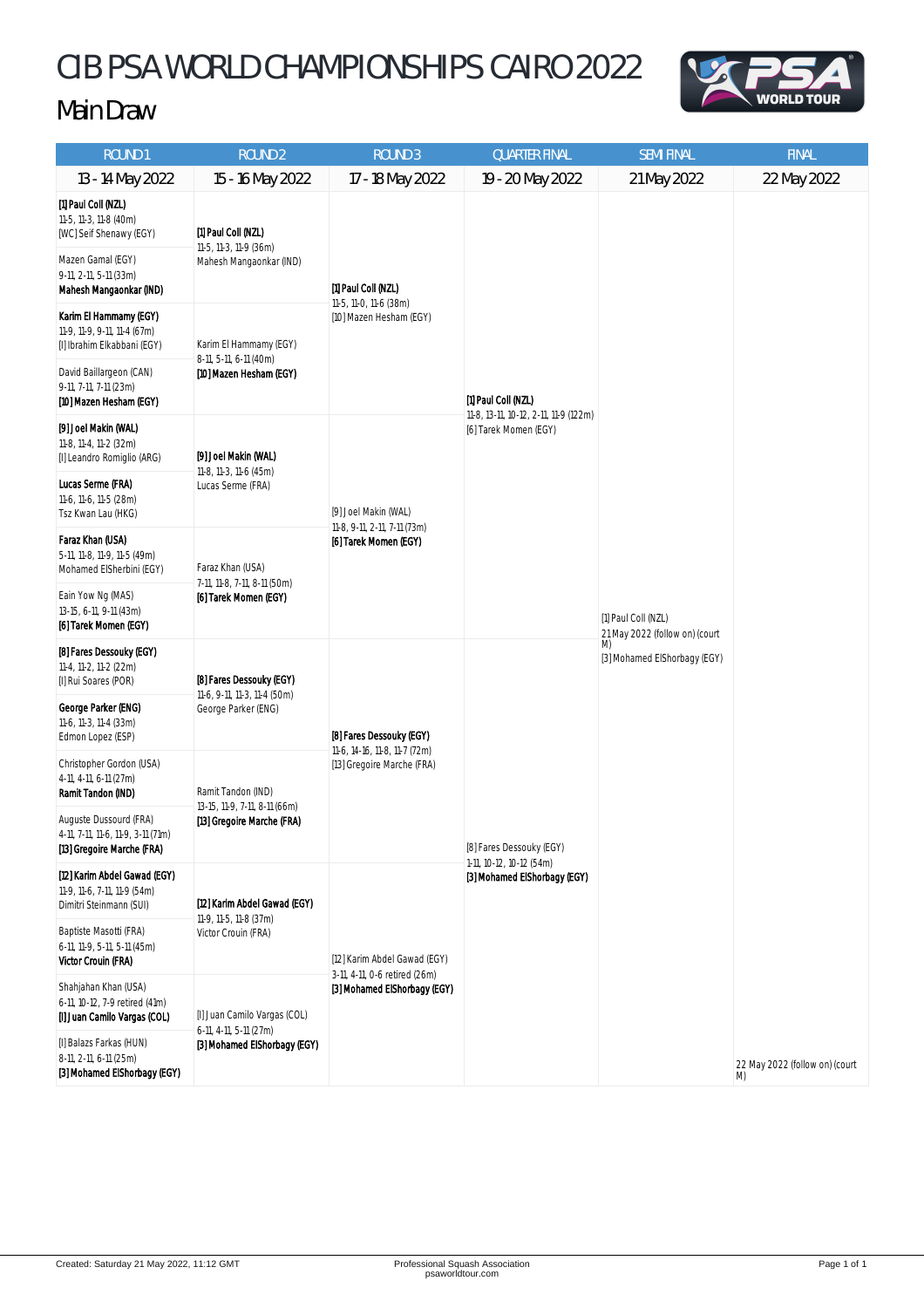# CIB PSA WORLD CHAMPIONSHIPS CAIRO 2022

## Main Draw

| ROUND 1 | ROUND 2 | ROUND 3 | QUARTER FINAL | SEMI FINAL | FINAL |
|---|---|---|---|---|---|
| 13 - 14 May 2022 | 15 - 16 May 2022 | 17 - 18 May 2022 | 19 - 20 May 2022 | 21 May 2022 | 22 May 2022 |
| **[1] Paul Coll (NZL)** 11-5, 11-3, 11-8 (40m) [WC] Seif Shenawy (EGY) | **[1] Paul Coll (NZL)** 11-5, 11-3, 11-9 (36m) Mahesh Mangaonkar (IND) | **[1] Paul Coll (NZL)** 11-5, 11-0, 11-6 (38m) [10] Mazen Hesham (EGY) | **[1] Paul Coll (NZL)** 11-8, 13-11, 10-12, 2-11, 11-9 (122m) [6] Tarek Momen (EGY) | [1] Paul Coll (NZL) 21 May 2022 (follow on) (court M) [3] Mohamed ElShorbagy (EGY) | 22 May 2022 (follow on) (court M) |
| Mazen Gamal (EGY) 9-11, 2-11, 5-11 (33m) **Mahesh Mangaonkar (IND)** | | | | | |
| **Karim El Hammamy (EGY)** 11-9, 11-9, 9-11, 11-4 (67m) [I] Ibrahim Elkabbani (EGY) | Karim El Hammamy (EGY) 8-11, 5-11, 6-11 (40m) **[10] Mazen Hesham (EGY)** | | | | |
| David Baillargeon (CAN) 9-11, 7-11, 7-11 (23m) **[10] Mazen Hesham (EGY)** | | | | | |
| **[9] Joel Makin (WAL)** 11-8, 11-4, 11-2 (32m) [I] Leandro Romiglio (ARG) | **[9] Joel Makin (WAL)** 11-8, 11-3, 11-6 (45m) Lucas Serme (FRA) | [9] Joel Makin (WAL) 11-8, 9-11, 2-11, 7-11 (73m) **[6] Tarek Momen (EGY)** | | | |
| **Lucas Serme (FRA)** 11-6, 11-6, 11-5 (28m) Tsz Kwan Lau (HKG) | | | | | |
| **Faraz Khan (USA)** 5-11, 11-8, 11-9, 11-5 (49m) Mohamed ElSherbini (EGY) | Faraz Khan (USA) 7-11, 11-8, 7-11, 8-11 (50m) **[6] Tarek Momen (EGY)** | | | | |
| Eain Yow Ng (MAS) 13-15, 6-11, 9-11 (43m) **[6] Tarek Momen (EGY)** | | | | | |
| **[8] Fares Dessouky (EGY)** 11-4, 11-2, 11-2 (22m) [I] Rui Soares (POR) | **[8] Fares Dessouky (EGY)** 11-6, 9-11, 11-3, 11-4 (50m) George Parker (ENG) | **[8] Fares Dessouky (EGY)** 11-6, 14-16, 11-8, 11-7 (72m) [13] Gregoire Marche (FRA) | [8] Fares Dessouky (EGY) 1-11, 10-12, 10-12 (54m) **[3] Mohamed ElShorbagy (EGY)** | | |
| **George Parker (ENG)** 11-6, 11-3, 11-4 (33m) Edmon Lopez (ESP) | | | | | |
| Christopher Gordon (USA) 4-11, 4-11, 6-11 (27m) **Ramit Tandon (IND)** | Ramit Tandon (IND) 13-15, 11-9, 7-11, 8-11 (66m) **[13] Gregoire Marche (FRA)** | | | | |
| Auguste Dussourd (FRA) 4-11, 7-11, 11-6, 11-9, 3-11 (71m) **[13] Gregoire Marche (FRA)** | | | | | |
| **[12] Karim Abdel Gawad (EGY)** 11-9, 11-6, 7-11, 11-9 (54m) Dimitri Steinmann (SUI) | **[12] Karim Abdel Gawad (EGY)** 11-9, 11-5, 11-8 (37m) Victor Crouin (FRA) | [12] Karim Abdel Gawad (EGY) 3-11, 4-11, 0-6 retired (26m) **[3] Mohamed ElShorbagy (EGY)** | | | |
| Baptiste Masotti (FRA) 6-11, 11-9, 5-11, 5-11 (45m) **Victor Crouin (FRA)** | | | | | |
| Shahjahan Khan (USA) 6-11, 10-12, 7-9 retired (41m) **[I] Juan Camilo Vargas (COL)** | [I] Juan Camilo Vargas (COL) 6-11, 4-11, 5-11 (27m) **[3] Mohamed ElShorbagy (EGY)** | | | | |
| [I] Balazs Farkas (HUN) 8-11, 2-11, 6-11 (25m) **[3] Mohamed ElShorbagy (EGY)** | | | | | |

Created: Saturday 21 May 2022, 11:12 GMT

Professional Squash Association
psaworldtour.com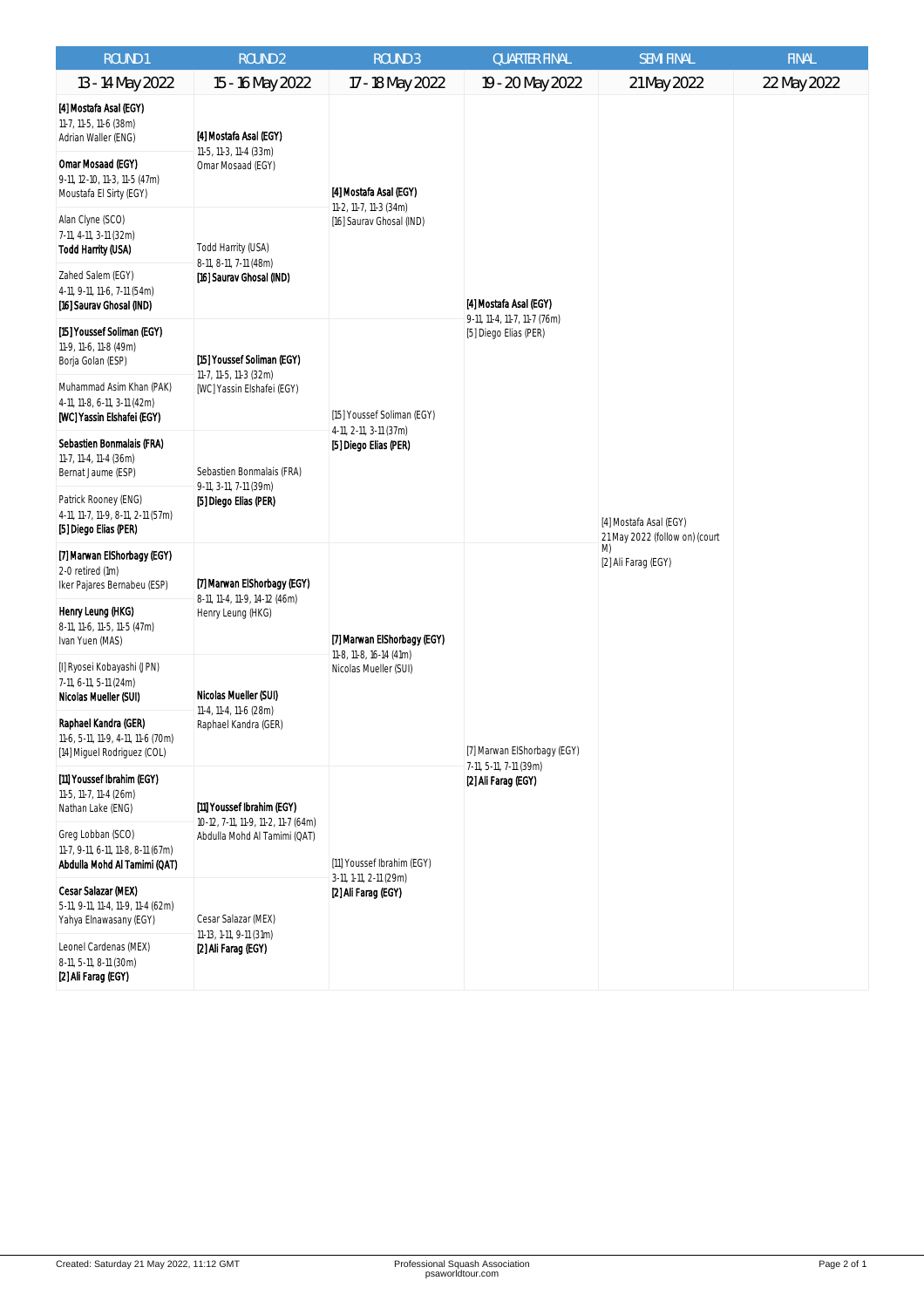| ROUND 1 | ROUND 2 | ROUND 3 | QUARTER FINAL | SEMI FINAL | FINAL |
|---|---|---|---|---|---|
| 13 - 14 May 2022 | 15 - 16 May 2022 | 17 - 18 May 2022 | 19 - 20 May 2022 | 21 May 2022 | 22 May 2022 |
| **[4] Mostafa Asal (EGY)** 11-7, 11-5, 11-6 (38m) Adrian Waller (ENG) | | | | | |
| **Omar Mosaad (EGY)** 9-11, 12-10, 11-3, 11-5 (47m) Moustafa El Sirty (EGY) | **[4] Mostafa Asal (EGY)** 11-5, 11-3, 11-4 (33m) Omar Mosaad (EGY) | | | | |
| Alan Clyne (SCO) 7-11, 4-11, 3-11 (32m) **Todd Harrity (USA)** | | **[4] Mostafa Asal (EGY)** 11-2, 11-7, 11-3 (34m) [16] Saurav Ghosal (IND) | | | |
| Zahed Salem (EGY) 4-11, 9-11, 11-6, 7-11 (54m) **[16] Saurav Ghosal (IND)** | Todd Harrity (USA) 8-11, 8-11, 7-11 (48m) **[16] Saurav Ghosal (IND)** | | | | |
| **[15] Youssef Soliman (EGY)** 11-9, 11-6, 11-8 (49m) Borja Golan (ESP) | | | **[4] Mostafa Asal (EGY)** 9-11, 11-4, 11-7, 11-7 (76m) [5] Diego Elias (PER) | | |
| Muhammad Asim Khan (PAK) 4-11, 11-8, 6-11, 3-11 (42m) **[WC] Yassin Elshafei (EGY)** | **[15] Youssef Soliman (EGY)** 11-7, 11-5, 11-3 (32m) [WC] Yassin Elshafei (EGY) | | | | |
| **Sebastien Bonmalais (FRA)** 11-7, 11-4, 11-4 (36m) Bernat Jaume (ESP) | | [15] Youssef Soliman (EGY) 4-11, 2-11, 3-11 (37m) **[5] Diego Elias (PER)** | | | |
| Patrick Rooney (ENG) 4-11, 11-7, 11-9, 8-11, 2-11 (57m) **[5] Diego Elias (PER)** | Sebastien Bonmalais (FRA) 9-11, 3-11, 7-11 (39m) **[5] Diego Elias (PER)** | | | | |
| **[7] Marwan ElShorbagy (EGY)** 2-0 retired (1m) Iker Pajares Bernabeu (ESP) | | | | [4] Mostafa Asal (EGY) 21 May 2022 (follow on) (court M) [2] Ali Farag (EGY) | |
| **Henry Leung (HKG)** 8-11, 11-6, 11-5, 11-5 (47m) Ivan Yuen (MAS) | **[7] Marwan ElShorbagy (EGY)** 8-11, 11-4, 11-9, 14-12 (46m) Henry Leung (HKG) | | | | |
| [I] Ryosei Kobayashi (JPN) 7-11, 6-11, 5-11 (24m) **Nicolas Mueller (SUI)** | | **[7] Marwan ElShorbagy (EGY)** 11-8, 11-8, 16-14 (41m) Nicolas Mueller (SUI) | | | |
| **Raphael Kandra (GER)** 11-6, 5-11, 11-9, 4-11, 11-6 (70m) [14] Miguel Rodriguez (COL) | **Nicolas Mueller (SUI)** 11-4, 11-4, 11-6 (28m) Raphael Kandra (GER) | | | | |
| **[11] Youssef Ibrahim (EGY)** 11-5, 11-7, 11-4 (26m) Nathan Lake (ENG) | | | [7] Marwan ElShorbagy (EGY) 7-11, 5-11, 7-11 (39m) **[2] Ali Farag (EGY)** | | |
| Greg Lobban (SCO) 11-7, 9-11, 6-11, 11-8, 8-11 (67m) **Abdulla Mohd Al Tamimi (QAT)** | **[11] Youssef Ibrahim (EGY)** 10-12, 7-11, 11-9, 11-2, 11-7 (64m) Abdulla Mohd Al Tamimi (QAT) | | | | |
| **Cesar Salazar (MEX)** 5-11, 9-11, 11-4, 11-9, 11-4 (62m) Yahya Elnawasany (EGY) | | [11] Youssef Ibrahim (EGY) 3-11, 1-11, 2-11 (29m) **[2] Ali Farag (EGY)** | | | |
| Leonel Cardenas (MEX) 8-11, 5-11, 8-11 (30m) **[2] Ali Farag (EGY)** | Cesar Salazar (MEX) 11-13, 1-11, 9-11 (31m) **[2] Ali Farag (EGY)** | | | | |

Created: Saturday 21 May 2022, 11:12 GMT

Professional Squash Association
psaworldtour.com